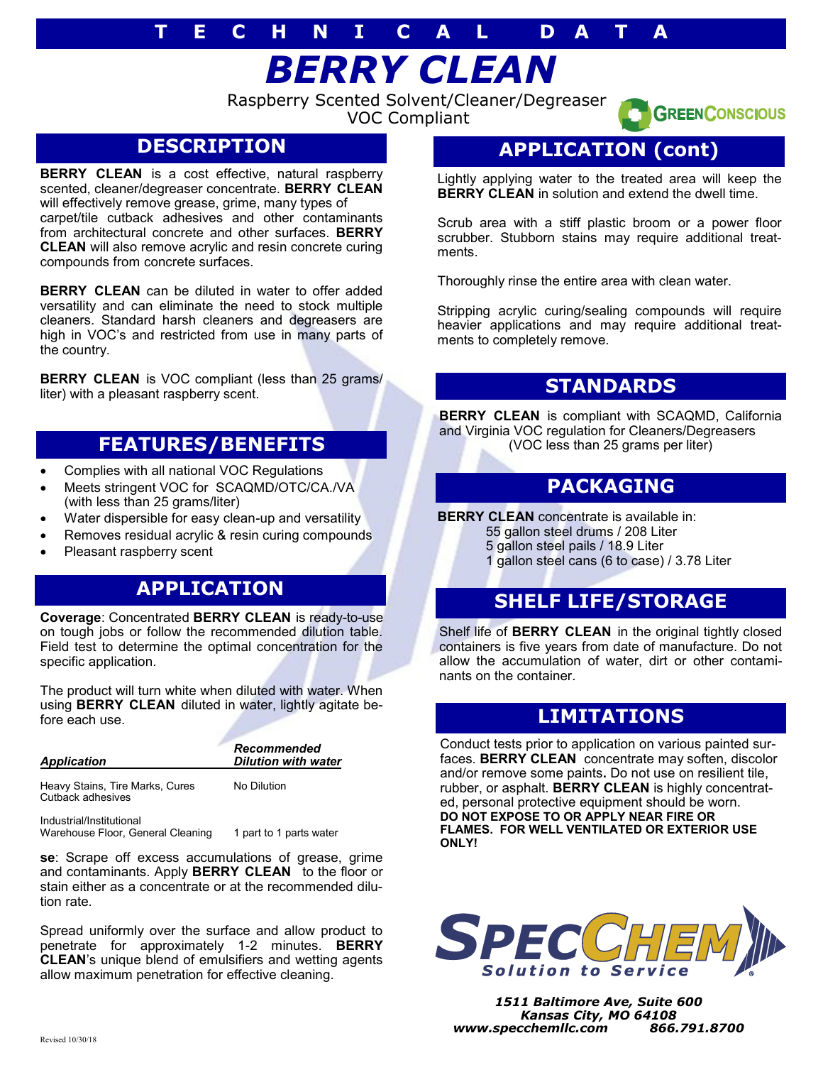TECHNICAL DATA

# BERRY CLEAN

Raspberry Scented Solvent/Cleaner/Degreaser
VOC Compliant

GREENCONSCIOUS

## DESCRIPTION

**BERRY CLEAN** is a cost effective, natural raspberry scented, cleaner/degreaser concentrate. **BERRY CLEAN** will effectively remove grease, grime, many types of carpet/tile cutback adhesives and other contaminants from architectural concrete and other surfaces. **BERRY CLEAN** will also remove acrylic and resin concrete curing compounds from concrete surfaces.

**BERRY CLEAN** can be diluted in water to offer added versatility and can eliminate the need to stock multiple cleaners. Standard harsh cleaners and degreasers are high in VOC's and restricted from use in many parts of the country.

**BERRY CLEAN** is VOC compliant (less than 25 grams/liter) with a pleasant raspberry scent.

## FEATURES/BENEFITS

- Complies with all national VOC Regulations
- Meets stringent VOC for SCAQMD/OTC/CA./VA (with less than 25 grams/liter)
- Water dispersible for easy clean-up and versatility
- Removes residual acrylic & resin curing compounds
- Pleasant raspberry scent

## APPLICATION

**Coverage**: Concentrated **BERRY CLEAN** is ready-to-use on tough jobs or follow the recommended dilution table. Field test to determine the optimal concentration for the specific application.

The product will turn white when diluted with water. When using **BERRY CLEAN** diluted in water, lightly agitate before each use.

| *Application* | *Recommended Dilution with water* |
|---|---|
| Heavy Stains, Tire Marks, Cures Cutback adhesives | No Dilution |
| Industrial/Institutional Warehouse Floor, General Cleaning | 1 part to 1 parts water |

**se**: Scrape off excess accumulations of grease, grime and contaminants. Apply **BERRY CLEAN** to the floor or stain either as a concentrate or at the recommended dilution rate.

Spread uniformly over the surface and allow product to penetrate for approximately 1-2 minutes. **BERRY CLEAN**'s unique blend of emulsifiers and wetting agents allow maximum penetration for effective cleaning.

## APPLICATION (cont)

Lightly applying water to the treated area will keep the **BERRY CLEAN** in solution and extend the dwell time.

Scrub area with a stiff plastic broom or a power floor scrubber. Stubborn stains may require additional treatments.

Thoroughly rinse the entire area with clean water.

Stripping acrylic curing/sealing compounds will require heavier applications and may require additional treatments to completely remove.

## STANDARDS

**BERRY CLEAN** is compliant with SCAQMD, California and Virginia VOC regulation for Cleaners/Degreasers (VOC less than 25 grams per liter)

## PACKAGING

**BERRY CLEAN** concentrate is available in:

55 gallon steel drums / 208 Liter
5 gallon steel pails / 18.9 Liter
1 gallon steel cans (6 to case) / 3.78 Liter

## SHELF LIFE/STORAGE

Shelf life of **BERRY CLEAN** in the original tightly closed containers is five years from date of manufacture. Do not allow the accumulation of water, dirt or other contaminants on the container.

## LIMITATIONS

Conduct tests prior to application on various painted surfaces. **BERRY CLEAN** concentrate may soften, discolor and/or remove some paints**.** Do not use on resilient tile, rubber, or asphalt. **BERRY CLEAN** is highly concentrated, personal protective equipment should be worn.
**DO NOT EXPOSE TO OR APPLY NEAR FIRE OR FLAMES. FOR WELL VENTILATED OR EXTERIOR USE ONLY!**

SPECCHEM
*Solution to Service*

***1511 Baltimore Ave, Suite 600***
***Kansas City, MO 64108***
***www.specchemllc.com 866.791.8700***

Revised 10/30/18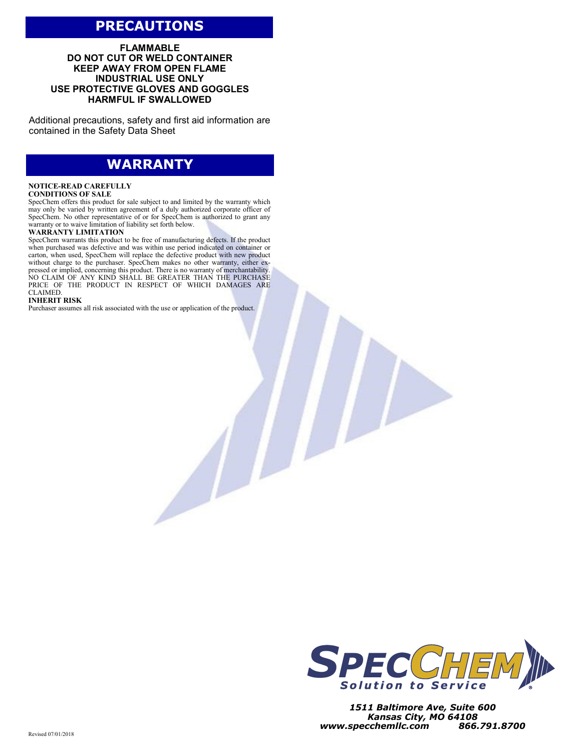## PRECAUTIONS

**FLAMMABLE**
**DO NOT CUT OR WELD CONTAINER**
**KEEP AWAY FROM OPEN FLAME**
**INDUSTRIAL USE ONLY**
**USE PROTECTIVE GLOVES AND GOGGLES**
**HARMFUL IF SWALLOWED**

Additional precautions, safety and first aid information are contained in the Safety Data Sheet

## WARRANTY

**NOTICE-READ CAREFULLY**
**CONDITIONS OF SALE**
SpecChem offers this product for sale subject to and limited by the warranty which may only be varied by written agreement of a duly authorized corporate officer of SpecChem. No other representative of or for SpecChem is authorized to grant any warranty or to waive limitation of liability set forth below.
**WARRANTY LIMITATION**
SpecChem warrants this product to be free of manufacturing defects. If the product when purchased was defective and was within use period indicated on container or carton, when used, SpecChem will replace the defective product with new product without charge to the purchaser. SpecChem makes no other warranty, either expressed or implied, concerning this product. There is no warranty of merchantability. NO CLAIM OF ANY KIND SHALL BE GREATER THAN THE PURCHASE PRICE OF THE PRODUCT IN RESPECT OF WHICH DAMAGES ARE CLAIMED.
**INHERIT RISK**
Purchaser assumes all risk associated with the use or application of the product.

**SPECCHEM**
*Solution to Service*

*1511 Baltimore Ave, Suite 600*
*Kansas City, MO 64108*
*www.specchemllc.com 866.791.8700*

Revised 07/01/2018